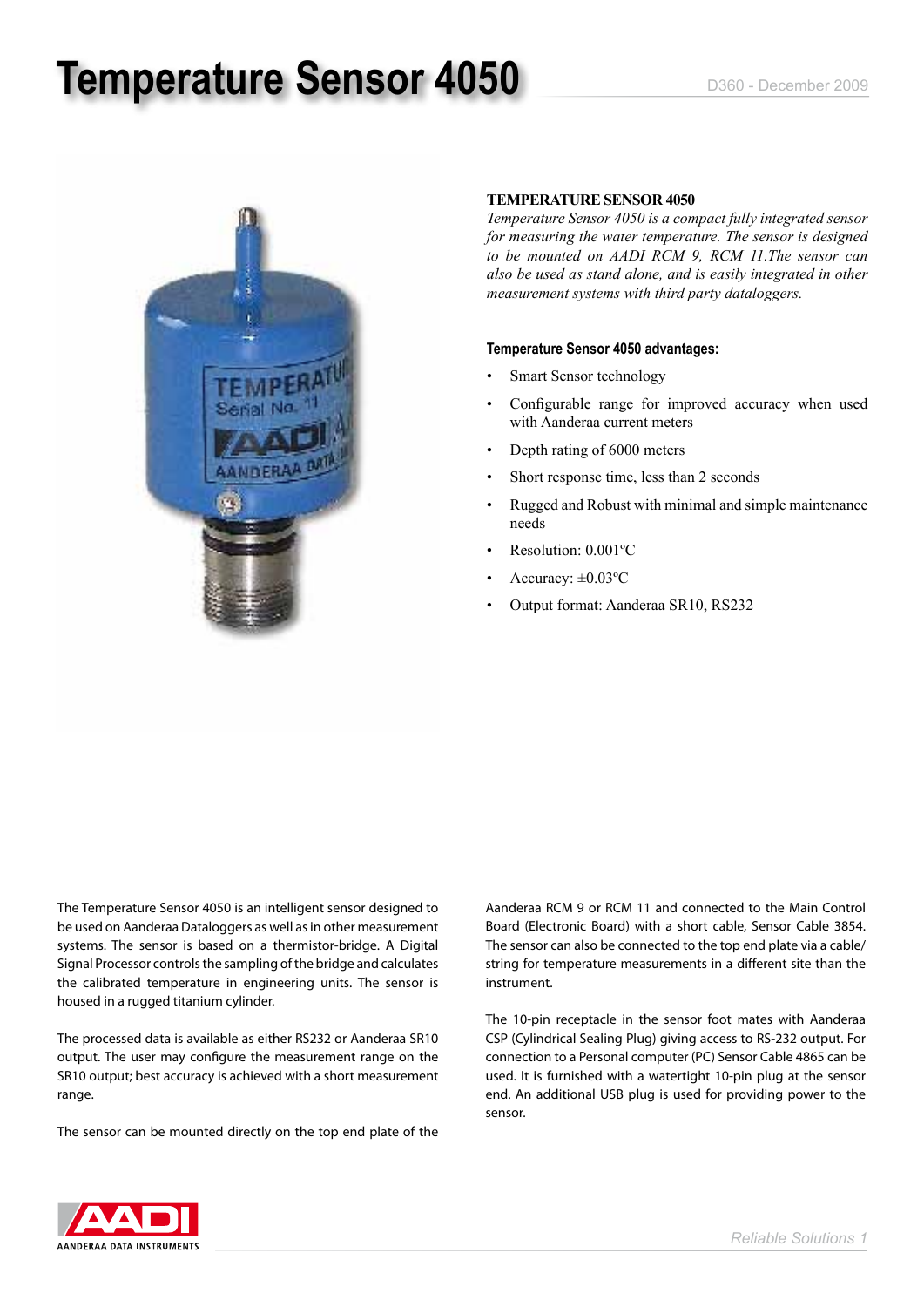# Temperature Sensor 4050

D360 - December 2009

**TEMPERATURE SENSOR 4050**

*Temperature Sensor 4050 is a compact fully integrated sensor for measuring the water temperature. The sensor is designed to be mounted on AADI RCM 9, RCM 11.The sensor can also be used as stand alone, and is easily integrated in other measurement systems with third party dataloggers.*

**Temperature Sensor 4050 advantages:**

- Smart Sensor technology
- Configurable range for improved accuracy when used with Aanderaa current meters
- Depth rating of 6000 meters
- Short response time, less than 2 seconds
- Rugged and Robust with minimal and simple maintenance needs
- Resolution: 0.001ºC
- Accuracy: ±0.03ºC
- Output format: Aanderaa SR10, RS232

The Temperature Sensor 4050 is an intelligent sensor designed to be used on Aanderaa Dataloggers as well as in other measurement systems. The sensor is based on a thermistor-bridge. A Digital Signal Processor controls the sampling of the bridge and calculates the calibrated temperature in engineering units. The sensor is housed in a rugged titanium cylinder.

The processed data is available as either RS232 or Aanderaa SR10 output. The user may configure the measurement range on the SR10 output; best accuracy is achieved with a short measurement range.

The sensor can be mounted directly on the top end plate of the Aanderaa RCM 9 or RCM 11 and connected to the Main Control Board (Electronic Board) with a short cable, Sensor Cable 3854. The sensor can also be connected to the top end plate via a cable/ string for temperature measurements in a different site than the instrument.

The 10-pin receptacle in the sensor foot mates with Aanderaa CSP (Cylindrical Sealing Plug) giving access to RS-232 output. For connection to a Personal computer (PC) Sensor Cable 4865 can be used. It is furnished with a watertight 10-pin plug at the sensor end. An additional USB plug is used for providing power to the sensor.

AANDERAA DATA INSTRUMENTS

Reliable Solutions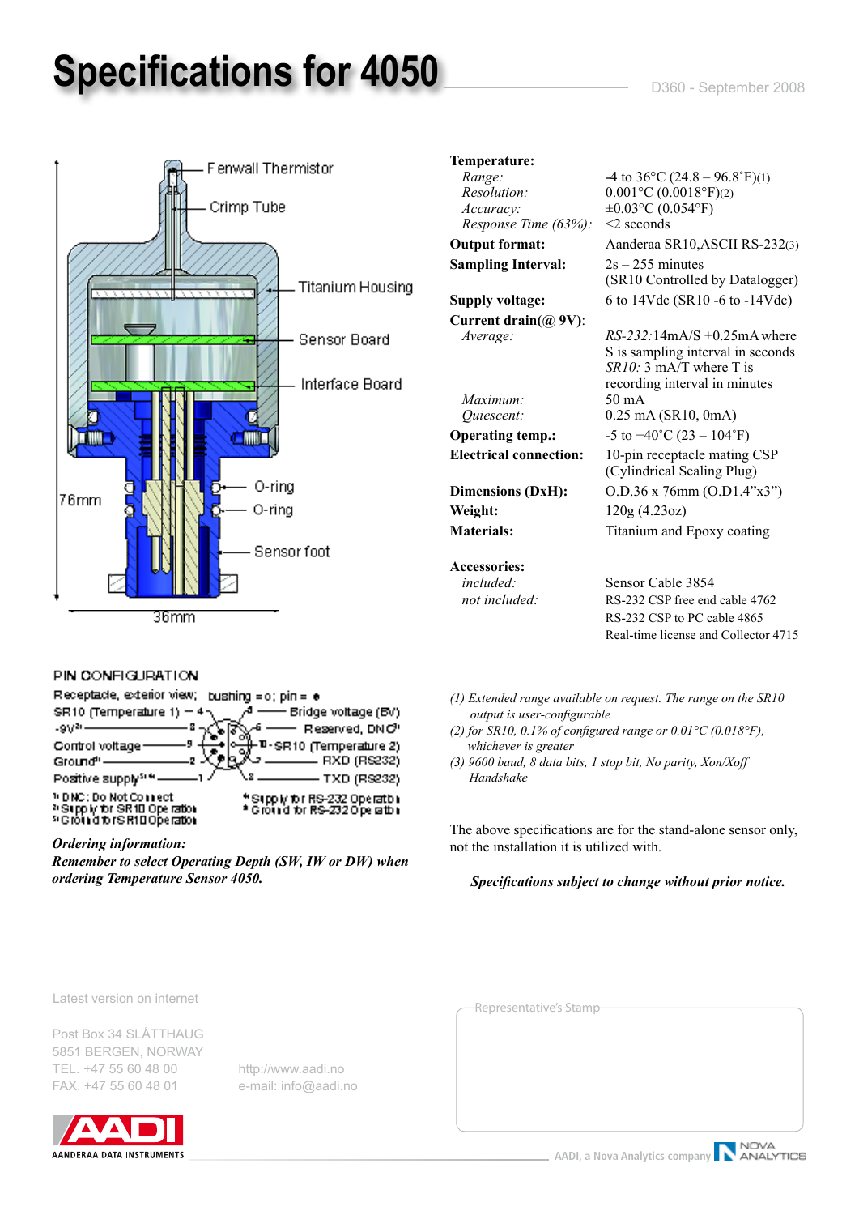# Specifications for 4050

D360 - September 2008

Fenwall Thermistor
Crimp Tube
Titanium Housing
Sensor Board
Interface Board
O-ring
O-ring
Sensor foot
76mm
36mm

| | |
|---|---|
| **Temperature:** | |
| *Range:* | -4 to 36°C (24.8 – 96.8˚F)(1) |
| *Resolution:* | 0.001°C (0.0018°F)(2) |
| *Accuracy:* | ±0.03°C (0.054°F) |
| *Response Time (63%):* | <2 seconds |
| **Output format:** | Aanderaa SR10,ASCII RS-232(3) |
| **Sampling Interval:** | 2s – 255 minutes (SR10 Controlled by Datalogger) |
| **Supply voltage:** | 6 to 14Vdc (SR10 -6 to -14Vdc) |
| **Current drain(@ 9V):** | |
| *Average:* | *RS-232:* 14mA/S +0.25mA where S is sampling interval in seconds *SR10:* 3 mA/T where T is recording interval in minutes |
| *Maximum:* | 50 mA |
| *Quiescent:* | 0.25 mA (SR10, 0mA) |
| **Operating temp.:** | -5 to +40˚C (23 – 104˚F) |
| **Electrical connection:** | 10-pin receptacle mating CSP (Cylindrical Sealing Plug) |
| **Dimensions (DxH):** | O.D.36 x 76mm (O.D1.4”x3”) |
| **Weight:** | 120g (4.23oz) |
| **Materials:** | Titanium and Epoxy coating |
| **Accessories:** | |
| *included:* | Sensor Cable 3854 |
| *not included:* | RS-232 CSP free end cable 4762<br>RS-232 CSP to PC cable 4865<br>Real-time license and Collector 4715 |

PIN CONFIGURATION

Receptacle, exterior view; bushing = o; pin = •

SR10 (Temperature 1) – 4
-9V[2] – 8
Control voltage – 9
Ground[1] – 2
Positive supply[3,4] – 1
6 – Bridge voltage (BV)
5 – Reserved, DNC[1]
10 – SR10 (Temperature 2)
7 – RXD (RS232)
3 – TXD (RS232)

[1] DNC: Do Not Connect
[2] Supply for SR10 Operation
[3] Ground for SR10 Operation
[4] Supply for RS-232 Operation
[5] Ground for RS-232 Operation

*(1) Extended range available on request. The range on the SR10 output is user-configurable*
*(2) for SR10, 0.1% of configured range or 0.01°C (0.018°F), whichever is greater*
*(3) 9600 baud, 8 data bits, 1 stop bit, No parity, Xon/Xoff Handshake*

***Ordering information:***
***Remember to select Operating Depth (SW, IW or DW) when ordering Temperature Sensor 4050.***

The above specifications are for the stand-alone sensor only, not the installation it is utilized with.

***Specifications subject to change without prior notice.***

Latest version on internet

Post Box 34 SLÅTTHAUG
5851 BERGEN, NORWAY
TEL. +47 55 60 48 00
FAX. +47 55 60 48 01

http://www.aadi.no
e-mail: info@aadi.no

Representative's Stamp

AADI AANDERAA DATA INSTRUMENTS

AADI, a Nova Analytics company